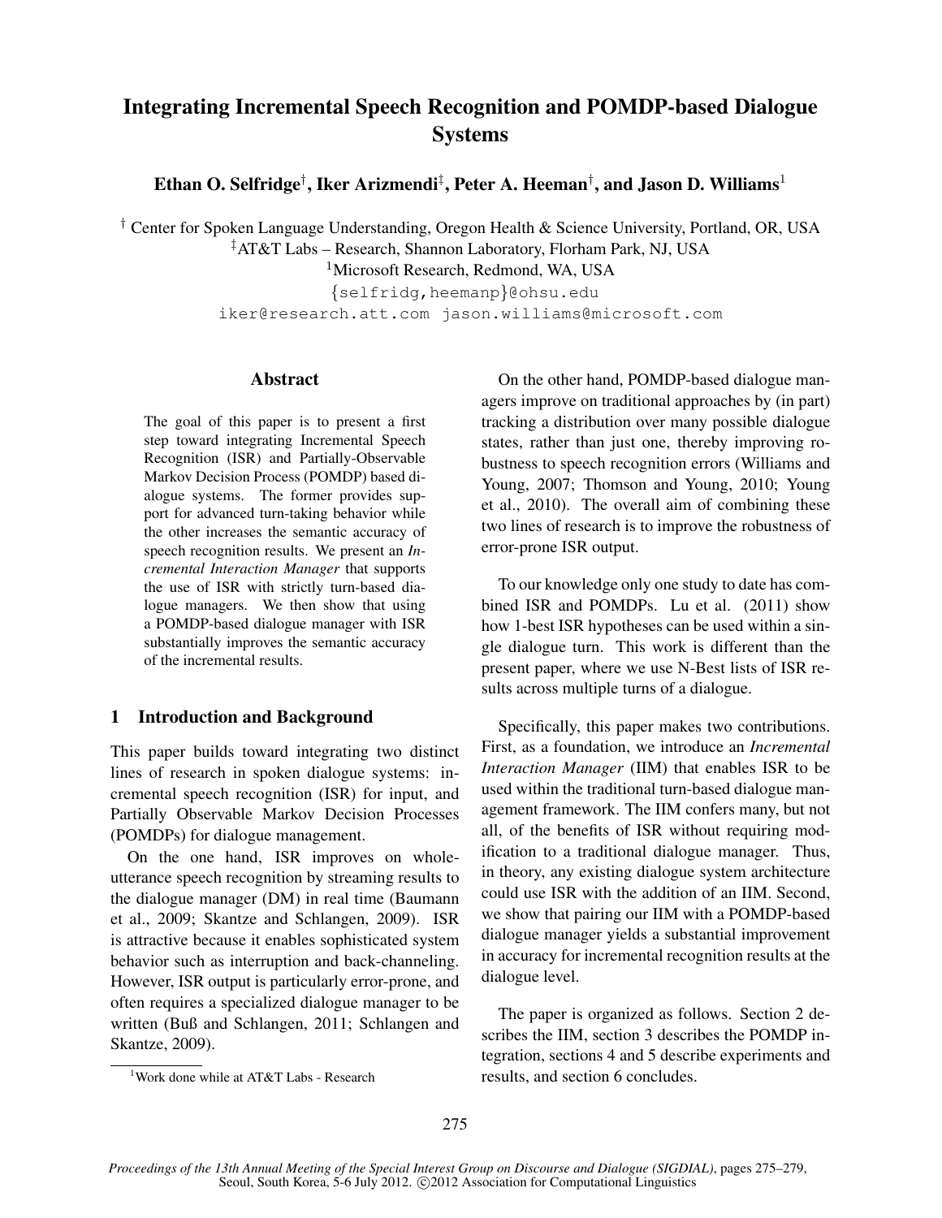# Integrating Incremental Speech Recognition and POMDP-based Dialogue Systems

**Ethan O. Selfridge[†], Iker Arizmendi[‡], Peter A. Heeman[†], and Jason D. Williams[1]**

[†] Center for Spoken Language Understanding, Oregon Health & Science University, Portland, OR, USA
[‡]AT&T Labs – Research, Shannon Laboratory, Florham Park, NJ, USA
[1]Microsoft Research, Redmond, WA, USA
{selfridg,heemanp}@ohsu.edu
iker@research.att.com jason.williams@microsoft.com

## Abstract

The goal of this paper is to present a first step toward integrating Incremental Speech Recognition (ISR) and Partially-Observable Markov Decision Process (POMDP) based dialogue systems. The former provides support for advanced turn-taking behavior while the other increases the semantic accuracy of speech recognition results. We present an *Incremental Interaction Manager* that supports the use of ISR with strictly turn-based dialogue managers. We then show that using a POMDP-based dialogue manager with ISR substantially improves the semantic accuracy of the incremental results.

## 1 Introduction and Background

This paper builds toward integrating two distinct lines of research in spoken dialogue systems: incremental speech recognition (ISR) for input, and Partially Observable Markov Decision Processes (POMDPs) for dialogue management.

On the one hand, ISR improves on whole-utterance speech recognition by streaming results to the dialogue manager (DM) in real time (Baumann et al., 2009; Skantze and Schlangen, 2009). ISR is attractive because it enables sophisticated system behavior such as interruption and back-channeling. However, ISR output is particularly error-prone, and often requires a specialized dialogue manager to be written (Buß and Schlangen, 2011; Schlangen and Skantze, 2009).

On the other hand, POMDP-based dialogue managers improve on traditional approaches by (in part) tracking a distribution over many possible dialogue states, rather than just one, thereby improving robustness to speech recognition errors (Williams and Young, 2007; Thomson and Young, 2010; Young et al., 2010). The overall aim of combining these two lines of research is to improve the robustness of error-prone ISR output.

To our knowledge only one study to date has combined ISR and POMDPs. Lu et al. (2011) show how 1-best ISR hypotheses can be used within a single dialogue turn. This work is different than the present paper, where we use N-Best lists of ISR results across multiple turns of a dialogue.

Specifically, this paper makes two contributions. First, as a foundation, we introduce an *Incremental Interaction Manager* (IIM) that enables ISR to be used within the traditional turn-based dialogue management framework. The IIM confers many, but not all, of the benefits of ISR without requiring modification to a traditional dialogue manager. Thus, in theory, any existing dialogue system architecture could use ISR with the addition of an IIM. Second, we show that pairing our IIM with a POMDP-based dialogue manager yields a substantial improvement in accuracy for incremental recognition results at the dialogue level.

The paper is organized as follows. Section 2 describes the IIM, section 3 describes the POMDP integration, sections 4 and 5 describe experiments and results, and section 6 concludes.

[1]Work done while at AT&T Labs - Research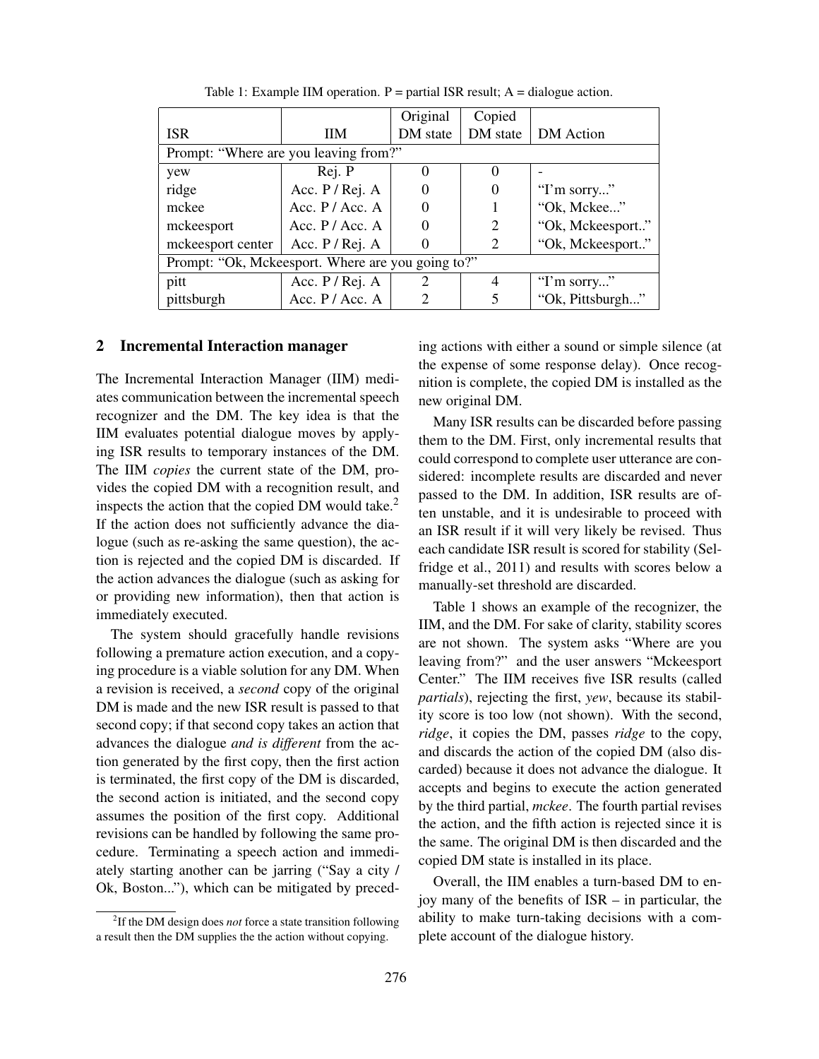Table 1: Example IIM operation. P = partial ISR result; A = dialogue action.

| ISR | IIM | Original DM state | Copied DM state | DM Action |
|---|---|---|---|---|
| Prompt: "Where are you leaving from?" | | | | |
| yew | Rej. P | 0 | 0 | - |
| ridge | Acc. P / Rej. A | 0 | 0 | "I'm sorry..." |
| mckee | Acc. P / Acc. A | 0 | 1 | "Ok, Mckee..." |
| mckeesport | Acc. P / Acc. A | 0 | 2 | "Ok, Mckeesport.." |
| mckeesport center | Acc. P / Rej. A | 0 | 2 | "Ok, Mckeesport.." |
| Prompt: "Ok, Mckeesport. Where are you going to?" | | | | |
| pitt | Acc. P / Rej. A | 2 | 4 | "I'm sorry..." |
| pittsburgh | Acc. P / Acc. A | 2 | 5 | "Ok, Pittsburgh..." |

## 2 Incremental Interaction manager

The Incremental Interaction Manager (IIM) mediates communication between the incremental speech recognizer and the DM. The key idea is that the IIM evaluates potential dialogue moves by applying ISR results to temporary instances of the DM. The IIM *copies* the current state of the DM, provides the copied DM with a recognition result, and inspects the action that the copied DM would take.[2] If the action does not sufficiently advance the dialogue (such as re-asking the same question), the action is rejected and the copied DM is discarded. If the action advances the dialogue (such as asking for or providing new information), then that action is immediately executed.

The system should gracefully handle revisions following a premature action execution, and a copying procedure is a viable solution for any DM. When a revision is received, a *second* copy of the original DM is made and the new ISR result is passed to that second copy; if that second copy takes an action that advances the dialogue *and is different* from the action generated by the first copy, then the first action is terminated, the first copy of the DM is discarded, the second action is initiated, and the second copy assumes the position of the first copy. Additional revisions can be handled by following the same procedure. Terminating a speech action and immediately starting another can be jarring ("Say a city / Ok, Boston..."), which can be mitigated by preceding actions with either a sound or simple silence (at the expense of some response delay). Once recognition is complete, the copied DM is installed as the new original DM.

Many ISR results can be discarded before passing them to the DM. First, only incremental results that could correspond to complete user utterance are considered: incomplete results are discarded and never passed to the DM. In addition, ISR results are often unstable, and it is undesirable to proceed with an ISR result if it will very likely be revised. Thus each candidate ISR result is scored for stability (Selfridge et al., 2011) and results with scores below a manually-set threshold are discarded.

Table 1 shows an example of the recognizer, the IIM, and the DM. For sake of clarity, stability scores are not shown. The system asks "Where are you leaving from?" and the user answers "Mckeesport Center." The IIM receives five ISR results (called *partials*), rejecting the first, *yew*, because its stability score is too low (not shown). With the second, *ridge*, it copies the DM, passes *ridge* to the copy, and discards the action of the copied DM (also discarded) because it does not advance the dialogue. It accepts and begins to execute the action generated by the third partial, *mckee*. The fourth partial revises the action, and the fifth action is rejected since it is the same. The original DM is then discarded and the copied DM state is installed in its place.

Overall, the IIM enables a turn-based DM to enjoy many of the benefits of ISR – in particular, the ability to make turn-taking decisions with a complete account of the dialogue history.

[2]If the DM design does *not* force a state transition following a result then the DM supplies the the action without copying.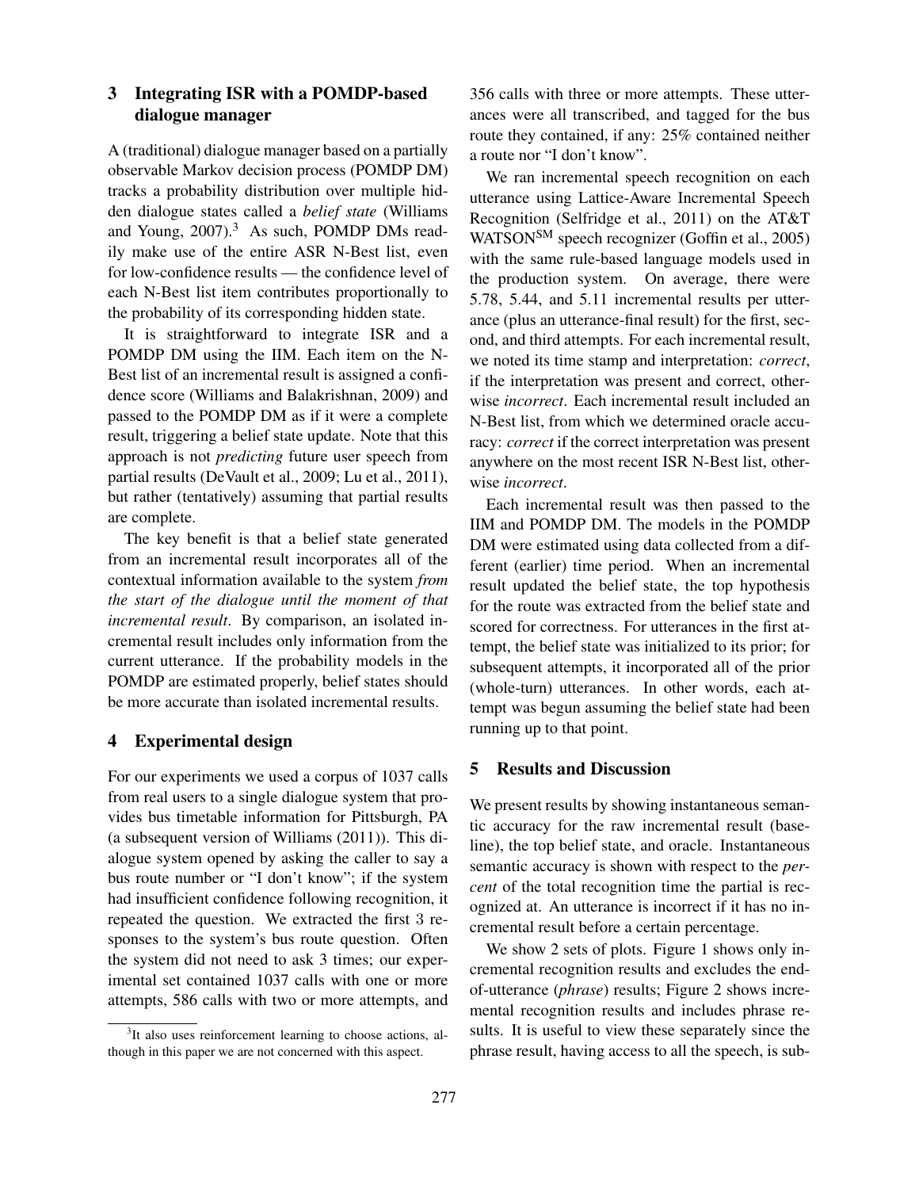## 3 Integrating ISR with a POMDP-based dialogue manager

A (traditional) dialogue manager based on a partially observable Markov decision process (POMDP DM) tracks a probability distribution over multiple hidden dialogue states called a *belief state* (Williams and Young, 2007).[3] As such, POMDP DMs readily make use of the entire ASR N-Best list, even for low-confidence results — the confidence level of each N-Best list item contributes proportionally to the probability of its corresponding hidden state.

It is straightforward to integrate ISR and a POMDP DM using the IIM. Each item on the N-Best list of an incremental result is assigned a confidence score (Williams and Balakrishnan, 2009) and passed to the POMDP DM as if it were a complete result, triggering a belief state update. Note that this approach is not *predicting* future user speech from partial results (DeVault et al., 2009; Lu et al., 2011), but rather (tentatively) assuming that partial results are complete.

The key benefit is that a belief state generated from an incremental result incorporates all of the contextual information available to the system *from the start of the dialogue until the moment of that incremental result*. By comparison, an isolated incremental result includes only information from the current utterance. If the probability models in the POMDP are estimated properly, belief states should be more accurate than isolated incremental results.

## 4 Experimental design

For our experiments we used a corpus of 1037 calls from real users to a single dialogue system that provides bus timetable information for Pittsburgh, PA (a subsequent version of Williams (2011)). This dialogue system opened by asking the caller to say a bus route number or "I don't know"; if the system had insufficient confidence following recognition, it repeated the question. We extracted the first 3 responses to the system's bus route question. Often the system did not need to ask 3 times; our experimental set contained 1037 calls with one or more attempts, 586 calls with two or more attempts, and 356 calls with three or more attempts. These utterances were all transcribed, and tagged for the bus route they contained, if any: 25% contained neither a route nor "I don't know".

We ran incremental speech recognition on each utterance using Lattice-Aware Incremental Speech Recognition (Selfridge et al., 2011) on the AT&T WATSON[SM] speech recognizer (Goffin et al., 2005) with the same rule-based language models used in the production system. On average, there were 5.78, 5.44, and 5.11 incremental results per utterance (plus an utterance-final result) for the first, second, and third attempts. For each incremental result, we noted its time stamp and interpretation: *correct*, if the interpretation was present and correct, otherwise *incorrect*. Each incremental result included an N-Best list, from which we determined oracle accuracy: *correct* if the correct interpretation was present anywhere on the most recent ISR N-Best list, otherwise *incorrect*.

Each incremental result was then passed to the IIM and POMDP DM. The models in the POMDP DM were estimated using data collected from a different (earlier) time period. When an incremental result updated the belief state, the top hypothesis for the route was extracted from the belief state and scored for correctness. For utterances in the first attempt, the belief state was initialized to its prior; for subsequent attempts, it incorporated all of the prior (whole-turn) utterances. In other words, each attempt was begun assuming the belief state had been running up to that point.

## 5 Results and Discussion

We present results by showing instantaneous semantic accuracy for the raw incremental result (baseline), the top belief state, and oracle. Instantaneous semantic accuracy is shown with respect to the *percent* of the total recognition time the partial is recognized at. An utterance is incorrect if it has no incremental result before a certain percentage.

We show 2 sets of plots. Figure 1 shows only incremental recognition results and excludes the end-of-utterance (*phrase*) results; Figure 2 shows incremental recognition results and includes phrase results. It is useful to view these separately since the phrase result, having access to all the speech, is sub-

[3] It also uses reinforcement learning to choose actions, although in this paper we are not concerned with this aspect.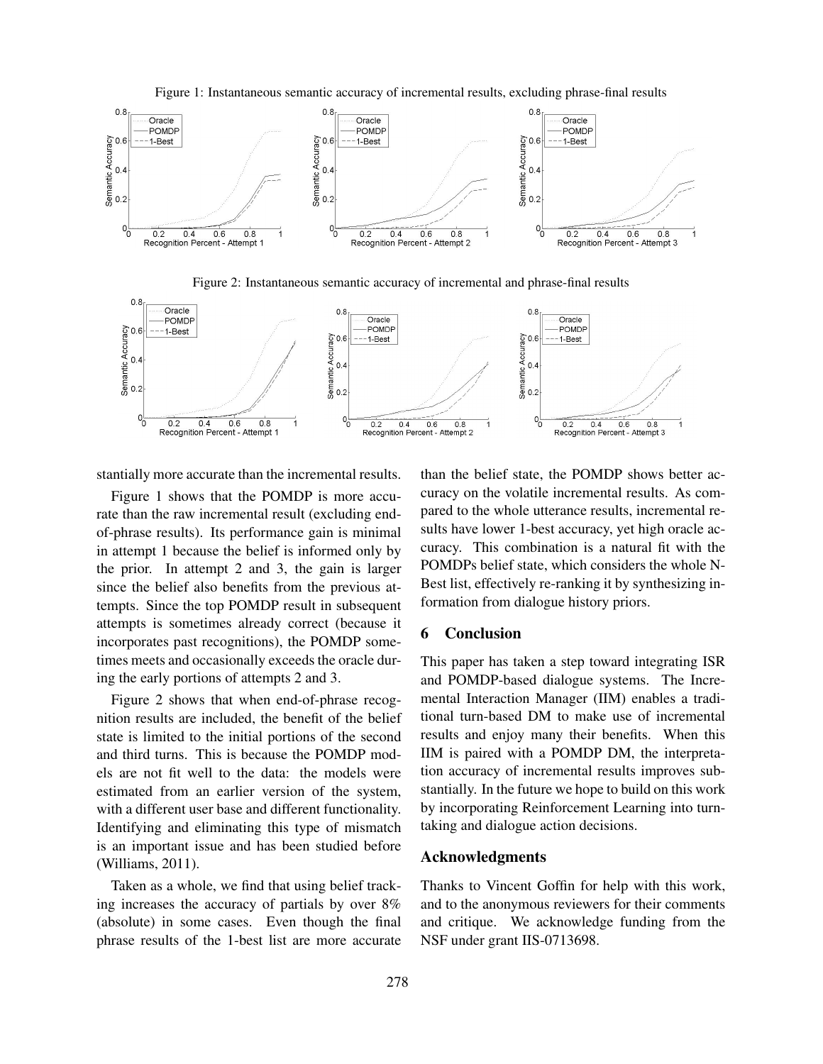Figure 1: Instantaneous semantic accuracy of incremental results, excluding phrase-final results

Figure 2: Instantaneous semantic accuracy of incremental and phrase-final results

stantially more accurate than the incremental results.

Figure 1 shows that the POMDP is more accurate than the raw incremental result (excluding end-of-phrase results). Its performance gain is minimal in attempt 1 because the belief is informed only by the prior. In attempt 2 and 3, the gain is larger since the belief also benefits from the previous attempts. Since the top POMDP result in subsequent attempts is sometimes already correct (because it incorporates past recognitions), the POMDP sometimes meets and occasionally exceeds the oracle during the early portions of attempts 2 and 3.

Figure 2 shows that when end-of-phrase recognition results are included, the benefit of the belief state is limited to the initial portions of the second and third turns. This is because the POMDP models are not fit well to the data: the models were estimated from an earlier version of the system, with a different user base and different functionality. Identifying and eliminating this type of mismatch is an important issue and has been studied before (Williams, 2011).

Taken as a whole, we find that using belief tracking increases the accuracy of partials by over 8% (absolute) in some cases. Even though the final phrase results of the 1-best list are more accurate than the belief state, the POMDP shows better accuracy on the volatile incremental results. As compared to the whole utterance results, incremental results have lower 1-best accuracy, yet high oracle accuracy. This combination is a natural fit with the POMDPs belief state, which considers the whole N-Best list, effectively re-ranking it by synthesizing information from dialogue history priors.

## 6 Conclusion

This paper has taken a step toward integrating ISR and POMDP-based dialogue systems. The Incremental Interaction Manager (IIM) enables a traditional turn-based DM to make use of incremental results and enjoy many their benefits. When this IIM is paired with a POMDP DM, the interpretation accuracy of incremental results improves substantially. In the future we hope to build on this work by incorporating Reinforcement Learning into turn-taking and dialogue action decisions.

## Acknowledgments

Thanks to Vincent Goffin for help with this work, and to the anonymous reviewers for their comments and critique. We acknowledge funding from the NSF under grant IIS-0713698.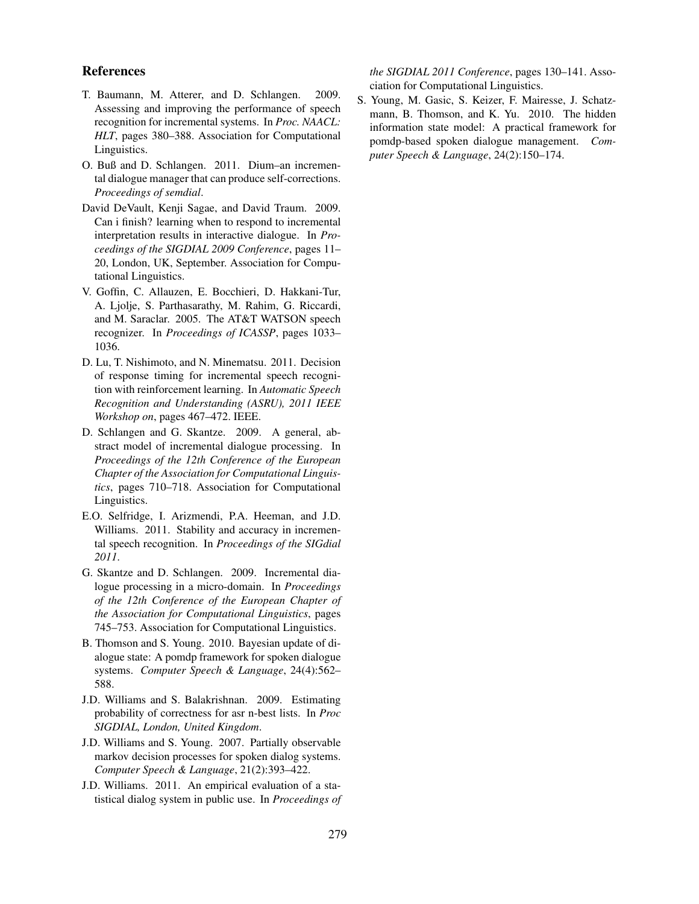## References

T. Baumann, M. Atterer, and D. Schlangen. 2009. Assessing and improving the performance of speech recognition for incremental systems. In *Proc. NAACL: HLT*, pages 380–388. Association for Computational Linguistics.

O. Buß and D. Schlangen. 2011. Dium–an incremental dialogue manager that can produce self-corrections. *Proceedings of semdial*.

David DeVault, Kenji Sagae, and David Traum. 2009. Can i finish? learning when to respond to incremental interpretation results in interactive dialogue. In *Proceedings of the SIGDIAL 2009 Conference*, pages 11–20, London, UK, September. Association for Computational Linguistics.

V. Goffin, C. Allauzen, E. Bocchieri, D. Hakkani-Tur, A. Ljolje, S. Parthasarathy, M. Rahim, G. Riccardi, and M. Saraclar. 2005. The AT&T WATSON speech recognizer. In *Proceedings of ICASSP*, pages 1033–1036.

D. Lu, T. Nishimoto, and N. Minematsu. 2011. Decision of response timing for incremental speech recognition with reinforcement learning. In *Automatic Speech Recognition and Understanding (ASRU), 2011 IEEE Workshop on*, pages 467–472. IEEE.

D. Schlangen and G. Skantze. 2009. A general, abstract model of incremental dialogue processing. In *Proceedings of the 12th Conference of the European Chapter of the Association for Computational Linguistics*, pages 710–718. Association for Computational Linguistics.

E.O. Selfridge, I. Arizmendi, P.A. Heeman, and J.D. Williams. 2011. Stability and accuracy in incremental speech recognition. In *Proceedings of the SIGdial 2011*.

G. Skantze and D. Schlangen. 2009. Incremental dialogue processing in a micro-domain. In *Proceedings of the 12th Conference of the European Chapter of the Association for Computational Linguistics*, pages 745–753. Association for Computational Linguistics.

B. Thomson and S. Young. 2010. Bayesian update of dialogue state: A pomdp framework for spoken dialogue systems. *Computer Speech & Language*, 24(4):562–588.

J.D. Williams and S. Balakrishnan. 2009. Estimating probability of correctness for asr n-best lists. In *Proc SIGDIAL, London, United Kingdom*.

J.D. Williams and S. Young. 2007. Partially observable markov decision processes for spoken dialog systems. *Computer Speech & Language*, 21(2):393–422.

J.D. Williams. 2011. An empirical evaluation of a statistical dialog system in public use. In *Proceedings of the SIGDIAL 2011 Conference*, pages 130–141. Association for Computational Linguistics.

S. Young, M. Gasic, S. Keizer, F. Mairesse, J. Schatzmann, B. Thomson, and K. Yu. 2010. The hidden information state model: A practical framework for pomdp-based spoken dialogue management. *Computer Speech & Language*, 24(2):150–174.